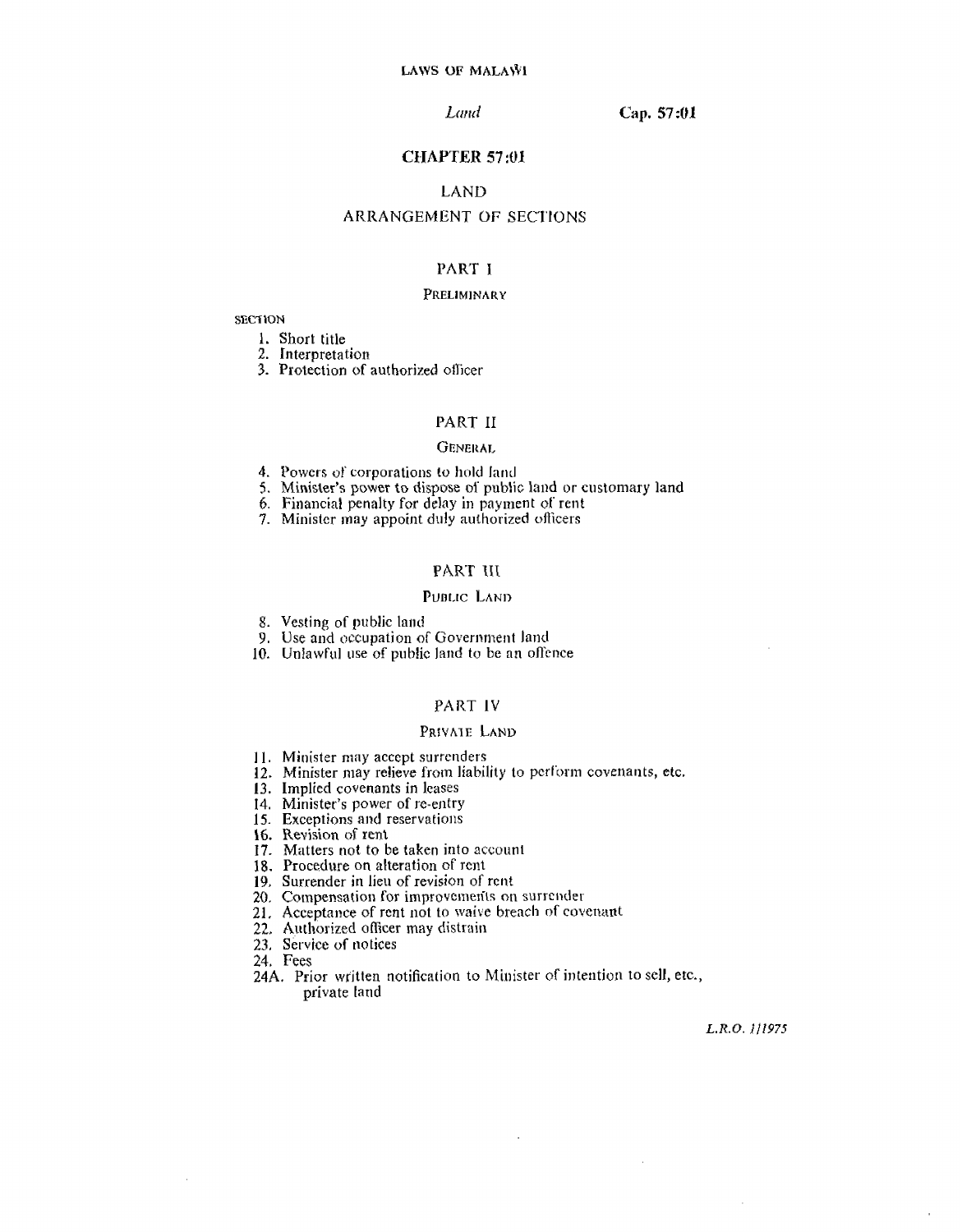# CHAPTER 57:01

## LAND

## ARRANGEMENT OF SECTIONS

### PART I

#### PRELIMINARY

SECTION

1. Short title
2. Interpretation
3. Protection of authorized officer

### PART II

#### GENERAL

4. Powers of corporations to hold land
5. Minister's power to dispose of public land or customary land
6. Financial penalty for delay in payment of rent
7. Minister may appoint duly authorized officers

### PART III

#### PUBLIC LAND

8. Vesting of public land
9. Use and occupation of Government land
10. Unlawful use of public land to be an offence

### PART IV

#### PRIVATE LAND

11. Minister may accept surrenders
12. Minister may relieve from liability to perform covenants, etc.
13. Implied covenants in leases
14. Minister's power of re-entry
15. Exceptions and reservations
16. Revision of rent
17. Matters not to be taken into account
18. Procedure on alteration of rent
19. Surrender in lieu of revision of rent
20. Compensation for improvements on surrender
21. Acceptance of rent not to waive breach of covenant
22. Authorized officer may distrain
23. Service of notices
24. Fees

24A. Prior written notification to Minister of intention to sell, etc., private land

*L.R.O. 1/1975*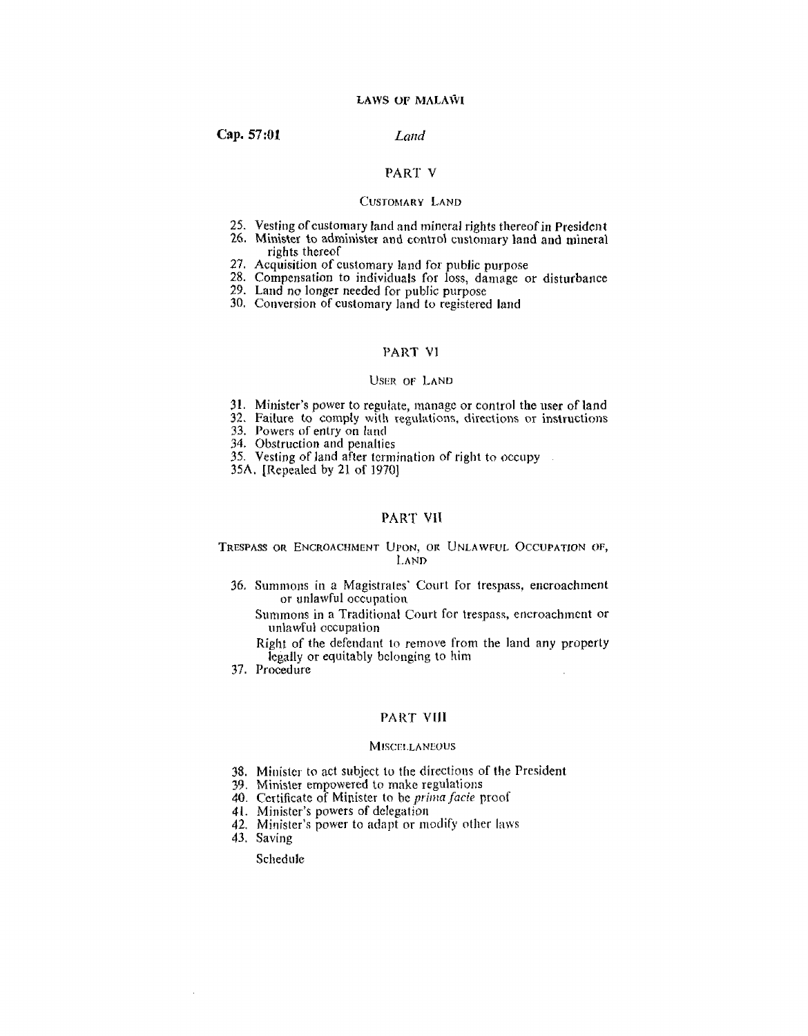## PART V

### CUSTOMARY LAND

25. Vesting of customary land and mineral rights thereof in President
26. Minister to administer and control customary land and mineral rights thereof
27. Acquisition of customary land for public purpose
28. Compensation to individuals for loss, damage or disturbance
29. Land no longer needed for public purpose
30. Conversion of customary land to registered land

## PART VI

### USER OF LAND

31. Minister's power to regulate, manage or control the user of land
32. Failure to comply with regulations, directions or instructions
33. Powers of entry on land
34. Obstruction and penalties
35. Vesting of land after termination of right to occupy

35A. [Repealed by 21 of 1970]

## PART VII

### TRESPASS OR ENCROACHMENT UPON, OR UNLAWFUL OCCUPATION OF, LAND

36. Summons in a Magistrates' Court for trespass, encroachment or unlawful occupation

    Summons in a Traditional Court for trespass, encroachment or unlawful occupation

    Right of the defendant to remove from the land any property legally or equitably belonging to him

37. Procedure

## PART VIII

### MISCELLANEOUS

38. Minister to act subject to the directions of the President
39. Minister empowered to make regulations
40. Certificate of Minister to be *prima facie* proof
41. Minister's powers of delegation
42. Minister's power to adapt or modify other laws
43. Saving

Schedule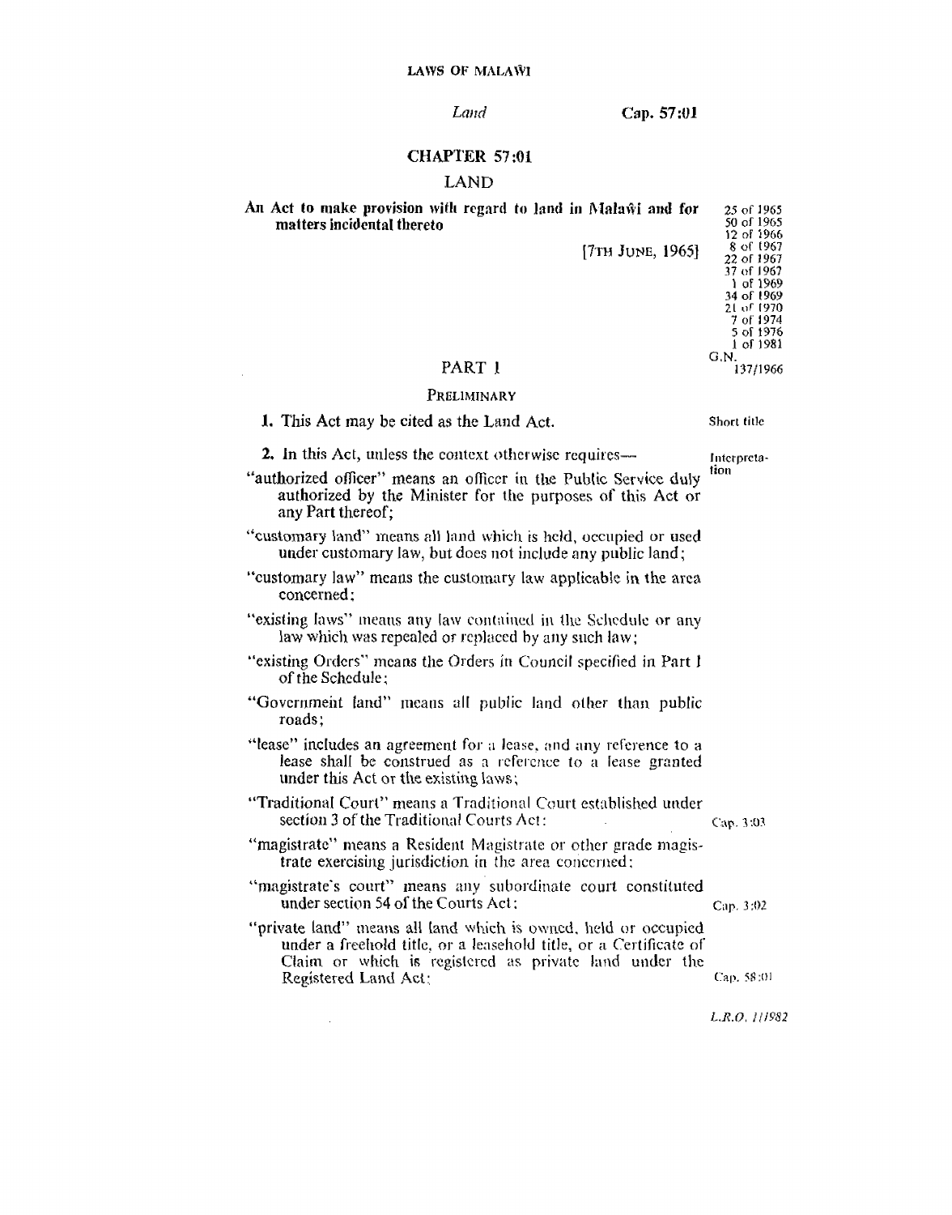# CHAPTER 57:01

## LAND

**An Act to make provision with regard to land in Malaŵi and for matters incidental thereto**

[7TH JUNE, 1965]

25 of 1965
50 of 1965
12 of 1966
8 of 1967
22 of 1967
37 of 1967
1 of 1969
34 of 1969
21 of 1970
7 of 1974
5 of 1976
1 of 1981
G.N. 137/1966

## PART I

### PRELIMINARY

Short title

**1.** This Act may be cited as the Land Act.

Interpretation

**2.** In this Act, unless the context otherwise requires—

"authorized officer" means an officer in the Public Service duly authorized by the Minister for the purposes of this Act or any Part thereof;

"customary land" means all land which is held, occupied or used under customary law, but does not include any public land;

"customary law" means the customary law applicable in the area concerned;

"existing laws" means any law contained in the Schedule or any law which was repealed or replaced by any such law;

"existing Orders" means the Orders in Council specified in Part I of the Schedule;

"Government land" means all public land other than public roads;

"lease" includes an agreement for a lease, and any reference to a lease shall be construed as a reference to a lease granted under this Act or the existing laws;

"Traditional Court" means a Traditional Court established under section 3 of the Traditional Courts Act: (Cap. 3:03)

"magistrate" means a Resident Magistrate or other grade magistrate exercising jurisdiction in the area concerned;

"magistrate's court" means any subordinate court constituted under section 54 of the Courts Act; (Cap. 3:02)

"private land" means all land which is owned, held or occupied under a freehold title, or a leasehold title, or a Certificate of Claim or which is registered as private land under the Registered Land Act; (Cap. 58:01)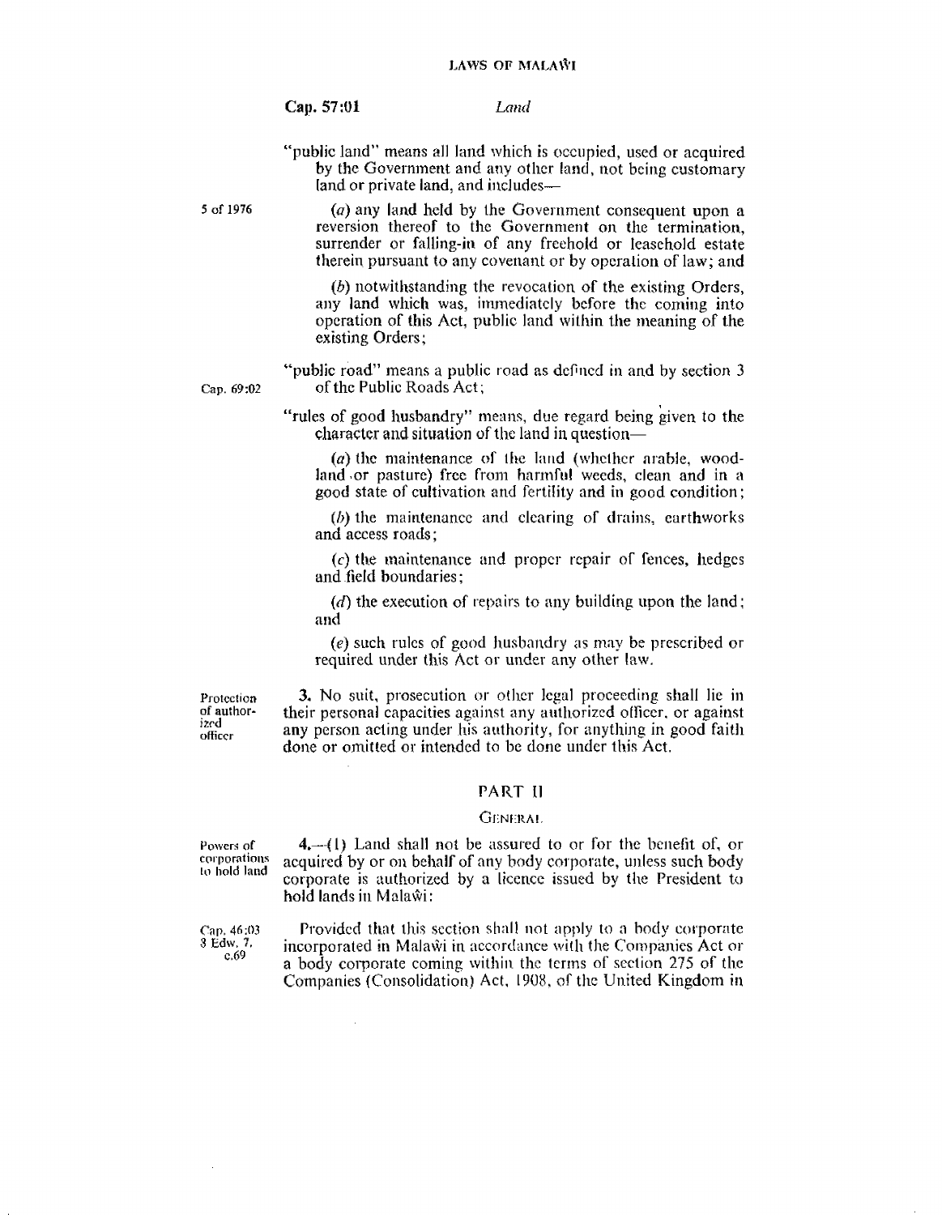"public land" means all land which is occupied, used or acquired by the Government and any other land, not being customary land or private land, and includes—

5 of 1976

(*a*) any land held by the Government consequent upon a reversion thereof to the Government on the termination, surrender or falling-in of any freehold or leasehold estate therein pursuant to any covenant or by operation of law; and

(*b*) notwithstanding the revocation of the existing Orders, any land which was, immediately before the coming into operation of this Act, public land within the meaning of the existing Orders;

"public road" means a public road as defined in and by section 3 of the Public Roads Act;

Cap. 69:02

"rules of good husbandry" means, due regard being given to the character and situation of the land in question—

(*a*) the maintenance of the land (whether arable, woodland or pasture) free from harmful weeds, clean and in a good state of cultivation and fertility and in good condition;

(*b*) the maintenance and clearing of drains, earthworks and access roads;

(*c*) the maintenance and proper repair of fences, hedges and field boundaries;

(*d*) the execution of repairs to any building upon the land; and

(*e*) such rules of good husbandry as may be prescribed or required under this Act or under any other law.

Protection of authorized officer

**3.** No suit, prosecution or other legal proceeding shall lie in their personal capacities against any authorized officer, or against any person acting under his authority, for anything in good faith done or omitted or intended to be done under this Act.

## PART II

### GENERAL

Powers of corporations to hold land

**4.**—(1) Land shall not be assured to or for the benefit of, or acquired by or on behalf of any body corporate, unless such body corporate is authorized by a licence issued by the President to hold lands in Malaŵi:

Cap. 46:03
3 Edw. 7. c.69

Provided that this section shall not apply to a body corporate incorporated in Malaŵi in accordance with the Companies Act or a body corporate coming within the terms of section 275 of the Companies (Consolidation) Act, 1908, of the United Kingdom in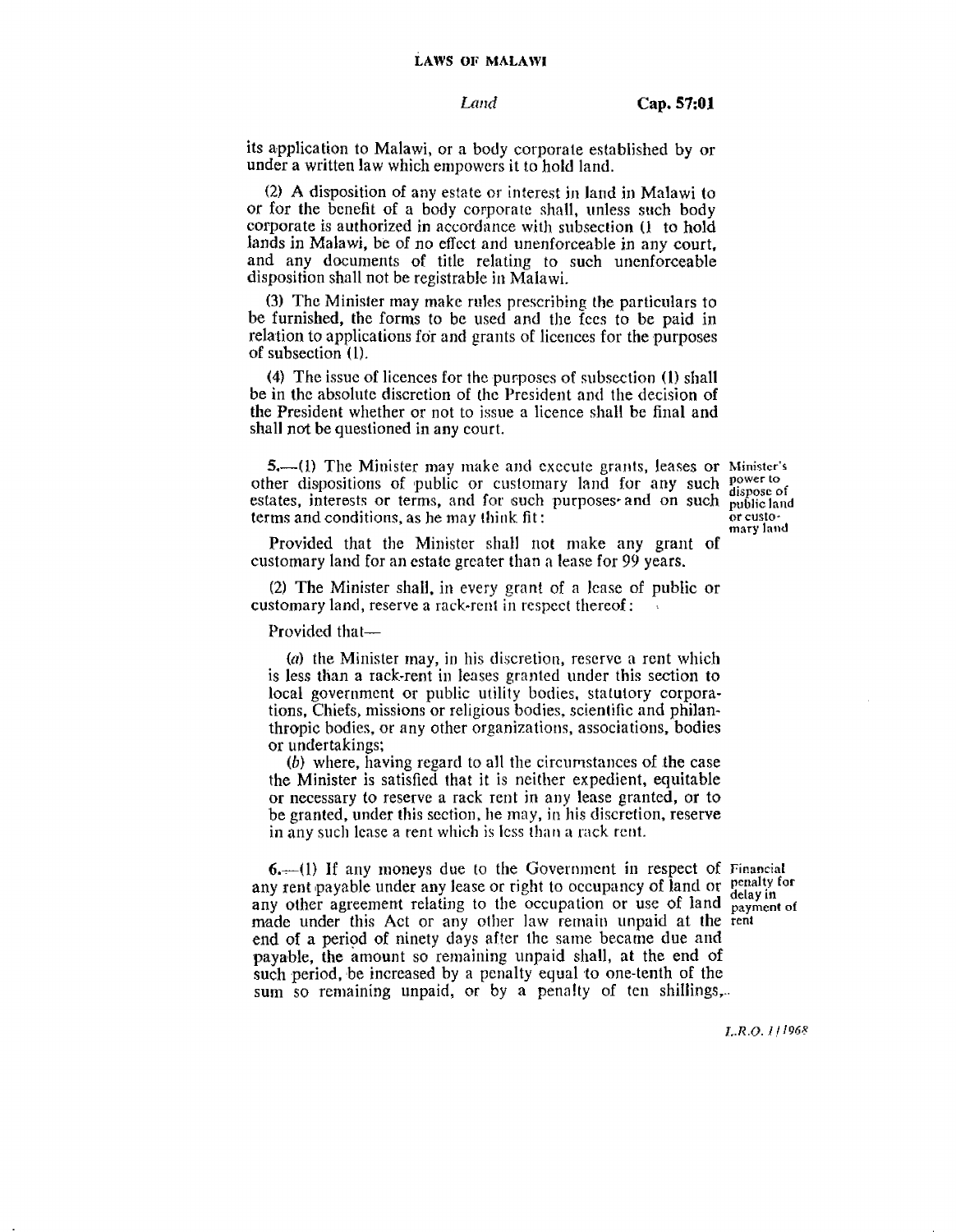its application to Malawi, or a body corporate established by or under a written law which empowers it to hold land.

(2) A disposition of any estate or interest in land in Malawi to or for the benefit of a body corporate shall, unless such body corporate is authorized in accordance with subsection (1 to hold lands in Malawi, be of no effect and unenforceable in any court, and any documents of title relating to such unenforceable disposition shall not be registrable in Malawi.

(3) The Minister may make rules prescribing the particulars to be furnished, the forms to be used and the fees to be paid in relation to applications for and grants of licences for the purposes of subsection (1).

(4) The issue of licences for the purposes of subsection (1) shall be in the absolute discretion of the President and the decision of the President whether or not to issue a licence shall be final and shall not be questioned in any court.

**Minister's power to dispose of public land or customary land**

5.—(1) The Minister may make and execute grants, leases or other dispositions of public or customary land for any such estates, interests or terms, and for such purposes and on such terms and conditions, as he may think fit:

Provided that the Minister shall not make any grant of customary land for an estate greater than a lease for 99 years.

(2) The Minister shall, in every grant of a lease of public or customary land, reserve a rack-rent in respect thereof:

Provided that—

(*a*) the Minister may, in his discretion, reserve a rent which is less than a rack-rent in leases granted under this section to local government or public utility bodies, statutory corporations, Chiefs, missions or religious bodies, scientific and philanthropic bodies, or any other organizations, associations, bodies or undertakings;

(*b*) where, having regard to all the circumstances of the case the Minister is satisfied that it is neither expedient, equitable or necessary to reserve a rack rent in any lease granted, or to be granted, under this section, he may, in his discretion, reserve in any such lease a rent which is less than a rack rent.

**Financial penalty for delay in payment of rent**

6.—(1) If any moneys due to the Government in respect of any rent payable under any lease or right to occupancy of land or any other agreement relating to the occupation or use of land made under this Act or any other law remain unpaid at the end of a period of ninety days after the same became due and payable, the amount so remaining unpaid shall, at the end of such period, be increased by a penalty equal to one-tenth of the sum so remaining unpaid, or by a penalty of ten shillings,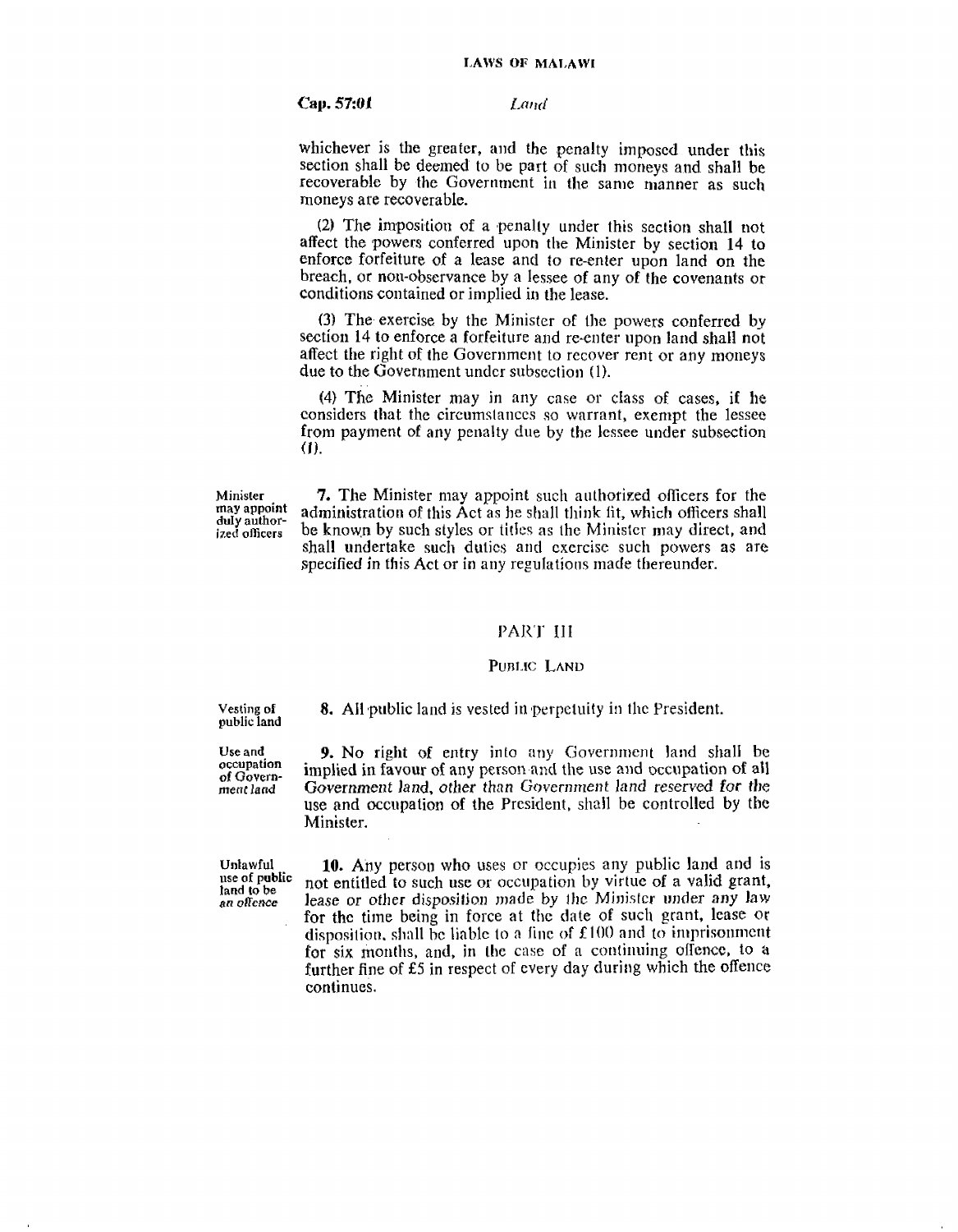whichever is the greater, and the penalty imposed under this section shall be deemed to be part of such moneys and shall be recoverable by the Government in the same manner as such moneys are recoverable.

(2) The imposition of a penalty under this section shall not affect the powers conferred upon the Minister by section 14 to enforce forfeiture of a lease and to re-enter upon land on the breach, or non-observance by a lessee of any of the covenants or conditions contained or implied in the lease.

(3) The exercise by the Minister of the powers conferred by section 14 to enforce a forfeiture and re-enter upon land shall not affect the right of the Government to recover rent or any moneys due to the Government under subsection (1).

(4) The Minister may in any case or class of cases, if he considers that the circumstances so warrant, exempt the lessee from payment of any penalty due by the lessee under subsection (1).

*Minister may appoint duly authorized officers*

**7.** The Minister may appoint such authorized officers for the administration of this Act as he shall think fit, which officers shall be known by such styles or titles as the Minister may direct, and shall undertake such duties and exercise such powers as are specified in this Act or in any regulations made thereunder.

## PART III

### PUBLIC LAND

*Vesting of public land*

**8.** All public land is vested in perpetuity in the President.

*Use and occupation of Government land*

**9.** No right of entry into any Government land shall be implied in favour of any person and the use and occupation of all Government land, other than Government land reserved for the use and occupation of the President, shall be controlled by the Minister.

*Unlawful use of public land to be an offence*

**10.** Any person who uses or occupies any public land and is not entitled to such use or occupation by virtue of a valid grant, lease or other disposition made by the Minister under any law for the time being in force at the date of such grant, lease or disposition, shall be liable to a fine of £100 and to imprisonment for six months, and, in the case of a continuing offence, to a further fine of £5 in respect of every day during which the offence continues.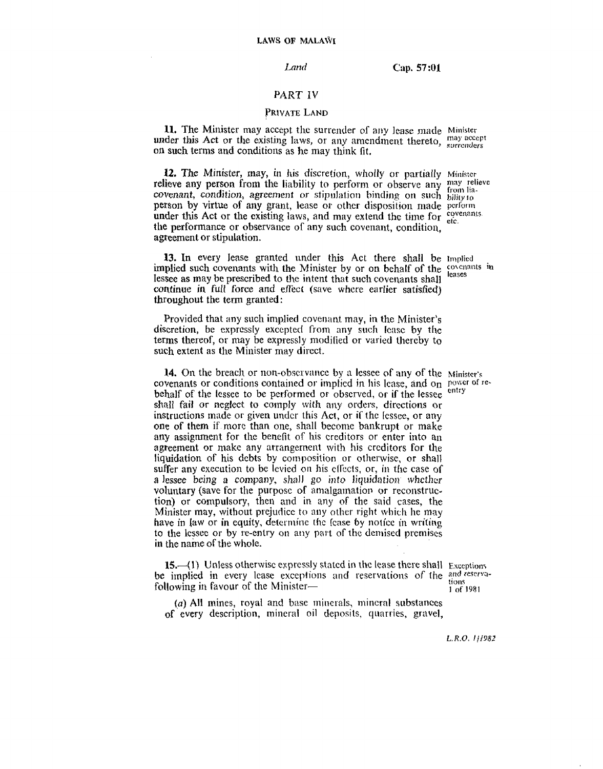## PART IV

### PRIVATE LAND

**11.** The Minister may accept the surrender of any lease made under this Act or the existing laws, or any amendment thereto, on such terms and conditions as he may think fit.

*Minister may accept surrenders*

**12.** The Minister, may, in his discretion, wholly or partially relieve any person from the liability to perform or observe any covenant, condition, agreement or stipulation binding on such person by virtue of any grant, lease or other disposition made under this Act or the existing laws, and may extend the time for the performance or observance of any such covenant, condition, agreement or stipulation.

*Minister may relieve from liability to perform covenants etc.*

**13.** In every lease granted under this Act there shall be implied such covenants with the Minister by or on behalf of the lessee as may be prescribed to the intent that such covenants shall continue in full force and effect (save where earlier satisfied) throughout the term granted:

*Implied covenants in leases*

Provided that any such implied covenant may, in the Minister's discretion, be expressly excepted from any such lease by the terms thereof, or may be expressly modified or varied thereby to such extent as the Minister may direct.

**14.** On the breach or non-observance by a lessee of any of the covenants or conditions contained or implied in his lease, and on behalf of the lessee to be performed or observed, or if the lessee shall fail or neglect to comply with any orders, directions or instructions made or given under this Act, or if the lessee, or any one of them if more than one, shall become bankrupt or make any assignment for the benefit of his creditors or enter into an agreement or make any arrangement with his creditors for the liquidation of his debts by composition or otherwise, or shall suffer any execution to be levied on his effects, or, in the case of a lessee being a company, shall go into liquidation whether voluntary (save for the purpose of amalgamation or reconstruction) or compulsory, then and in any of the said cases, the Minister may, without prejudice to any other right which he may have in law or in equity, determine the lease by notice in writing to the lessee or by re-entry on any part of the demised premises in the name of the whole.

*Minister's power of re-entry*

**15.**—(1) Unless otherwise expressly stated in the lease there shall be implied in every lease exceptions and reservations of the following in favour of the Minister—

*Exceptions and reservations*
*1 of 1981*

(*a*) All mines, royal and base minerals, mineral substances of every description, mineral oil deposits, quarries, gravel,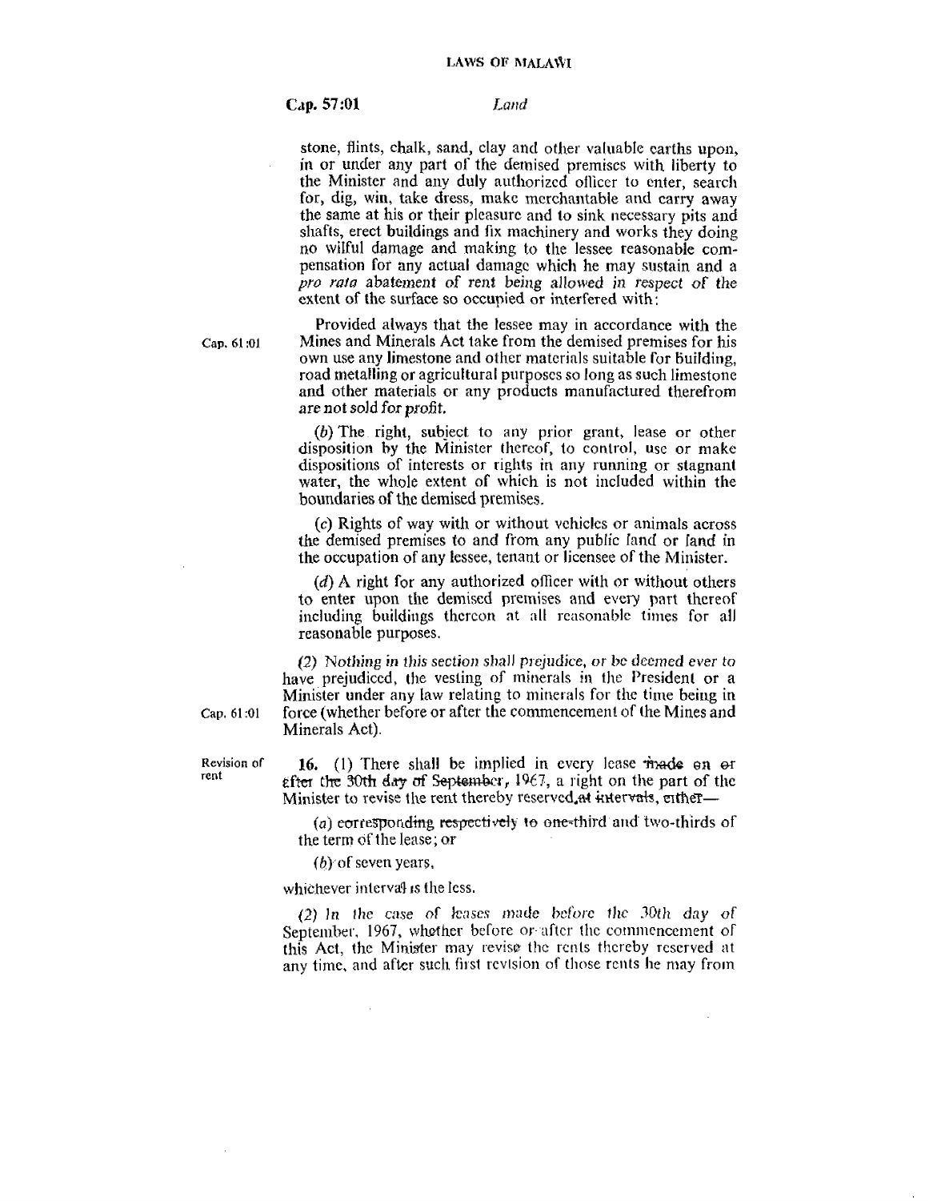stone, flints, chalk, sand, clay and other valuable earths upon, in or under any part of the demised premises with liberty to the Minister and any duly authorized officer to enter, search for, dig, win, take dress, make merchantable and carry away the same at his or their pleasure and to sink necessary pits and shafts, erect buildings and fix machinery and works they doing no wilful damage and making to the lessee reasonable compensation for any actual damage which he may sustain and a *pro rata* abatement of rent being allowed in respect of the extent of the surface so occupied or interfered with:

Cap. 61:01

Provided always that the lessee may in accordance with the Mines and Minerals Act take from the demised premises for his own use any limestone and other materials suitable for building, road metalling or agricultural purposes so long as such limestone and other materials or any products manufactured therefrom are not sold for profit.

(*b*) The right, subject to any prior grant, lease or other disposition by the Minister thereof, to control, use or make dispositions of interests or rights in any running or stagnant water, the whole extent of which is not included within the boundaries of the demised premises.

(*c*) Rights of way with or without vehicles or animals across the demised premises to and from any public land or land in the occupation of any lessee, tenant or licensee of the Minister.

(*d*) A right for any authorized officer with or without others to enter upon the demised premises and every part thereof including buildings thereon at all reasonable times for all reasonable purposes.

*(2) Nothing in this section shall prejudice, or be deemed ever to* have prejudiced, the vesting of minerals in the President or a Minister under any law relating to minerals for the time being in force (whether before or after the commencement of the Mines and Minerals Act).

Cap. 61:01

Revision of rent

**16.** (1) There shall be implied in every lease made on or after the 30th day of September, 1967, a right on the part of the Minister to revise the rent thereby reserved, at intervals, either—

(*a*) corresponding respectively to one-third and two-thirds of the term of the lease; or

(*b*) of seven years,

whichever interval is the less.

*(2) In the case of leases made before the 30th day of* September, 1967, whether before or after the commencement of this Act, the Minister may revise the rents thereby reserved at any time, and after such first revision of those rents he may from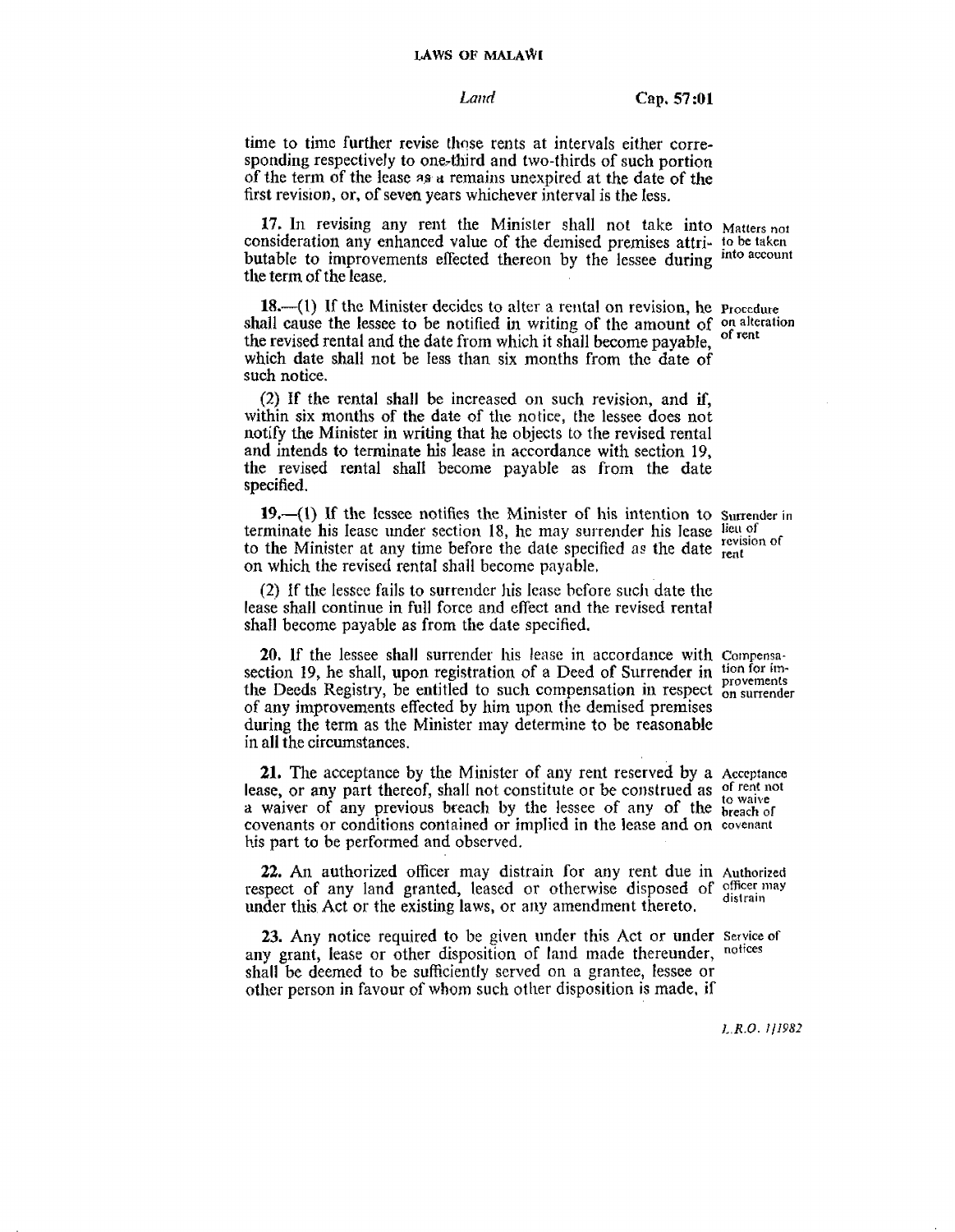time to time further revise those rents at intervals either corresponding respectively to one-third and two-thirds of such portion of the term of the lease as a remains unexpired at the date of the first revision, or, of seven years whichever interval is the less.

**17.** In revising any rent the Minister shall not take into consideration any enhanced value of the demised premises attributable to improvements effected thereon by the lessee during the term of the lease.

*Matters not to be taken into account*

**18.**—(1) If the Minister decides to alter a rental on revision, he shall cause the lessee to be notified in writing of the amount of the revised rental and the date from which it shall become payable, which date shall not be less than six months from the date of such notice.

*Procedure on alteration of rent*

(2) If the rental shall be increased on such revision, and if, within six months of the date of the notice, the lessee does not notify the Minister in writing that he objects to the revised rental and intends to terminate his lease in accordance with section 19, the revised rental shall become payable as from the date specified.

**19.**—(1) If the lessee notifies the Minister of his intention to terminate his lease under section 18, he may surrender his lease to the Minister at any time before the date specified as the date on which the revised rental shall become payable.

*Surrender in lieu of revision of rent*

(2) If the lessee fails to surrender his lease before such date the lease shall continue in full force and effect and the revised rental shall become payable as from the date specified.

**20.** If the lessee shall surrender his lease in accordance with section 19, he shall, upon registration of a Deed of Surrender in the Deeds Registry, be entitled to such compensation in respect of any improvements effected by him upon the demised premises during the term as the Minister may determine to be reasonable in all the circumstances.

*Compensation for improvements on surrender*

**21.** The acceptance by the Minister of any rent reserved by a lease, or any part thereof, shall not constitute or be construed as a waiver of any previous breach by the lessee of any of the covenants or conditions contained or implied in the lease and on his part to be performed and observed.

*Acceptance of rent not to waive breach of covenant*

**22.** An authorized officer may distrain for any rent due in respect of any land granted, leased or otherwise disposed of under this Act or the existing laws, or any amendment thereto.

*Authorized officer may distrain*

**23.** Any notice required to be given under this Act or under any grant, lease or other disposition of land made thereunder, shall be deemed to be sufficiently served on a grantee, lessee or other person in favour of whom such other disposition is made, if

*Service of notices*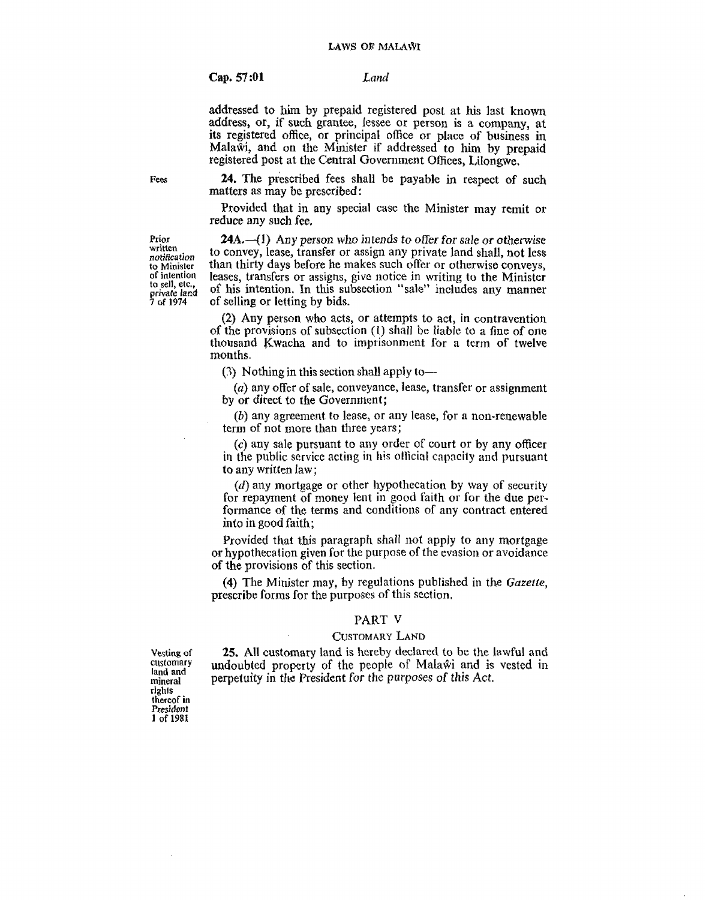addressed to him by prepaid registered post at his last known address, or, if such grantee, lessee or person is a company, at its registered office, or principal office or place of business in Malaŵi, and on the Minister if addressed to him by prepaid registered post at the Central Government Offices, Lilongwe.

Fees

**24.** The prescribed fees shall be payable in respect of such matters as may be prescribed:

Provided that in any special case the Minister may remit or reduce any such fee.

Prior written *notification* to Minister of intention to sell, etc., *private land* 7 of 1974

**24A.**—(1) Any person who intends to offer for sale or otherwise to convey, lease, transfer or assign any private land shall, not less than thirty days before he makes such offer or otherwise conveys, leases, transfers or assigns, give notice in writing to the Minister of his intention. In this subsection "sale" includes any manner of selling or letting by bids.

(2) Any person who acts, or attempts to act, in contravention of the provisions of subsection (1) shall be liable to a fine of one thousand Kwacha and to imprisonment for a term of twelve months.

(3) Nothing in this section shall apply to—

(*a*) any offer of sale, conveyance, lease, transfer or assignment by or direct to the Government;

(*b*) any agreement to lease, or any lease, for a non-renewable term of not more than three years;

(*c*) any sale pursuant to any order of court or by any officer in the public service acting in his official capacity and pursuant to any written law;

(*d*) any mortgage or other hypothecation by way of security for repayment of money lent in good faith or for the due performance of the terms and conditions of any contract entered into in good faith;

Provided that this paragraph shall not apply to any mortgage or hypothecation given for the purpose of the evasion or avoidance of the provisions of this section.

(4) The Minister may, by regulations published in the *Gazette*, prescribe forms for the purposes of this section.

## PART V

### CUSTOMARY LAND

Vesting of customary land and mineral rights thereof in President 1 of 1981

**25.** All customary land is hereby declared to be the lawful and undoubted property of the people of Malaŵi and is vested in perpetuity in the President for the purposes of this Act.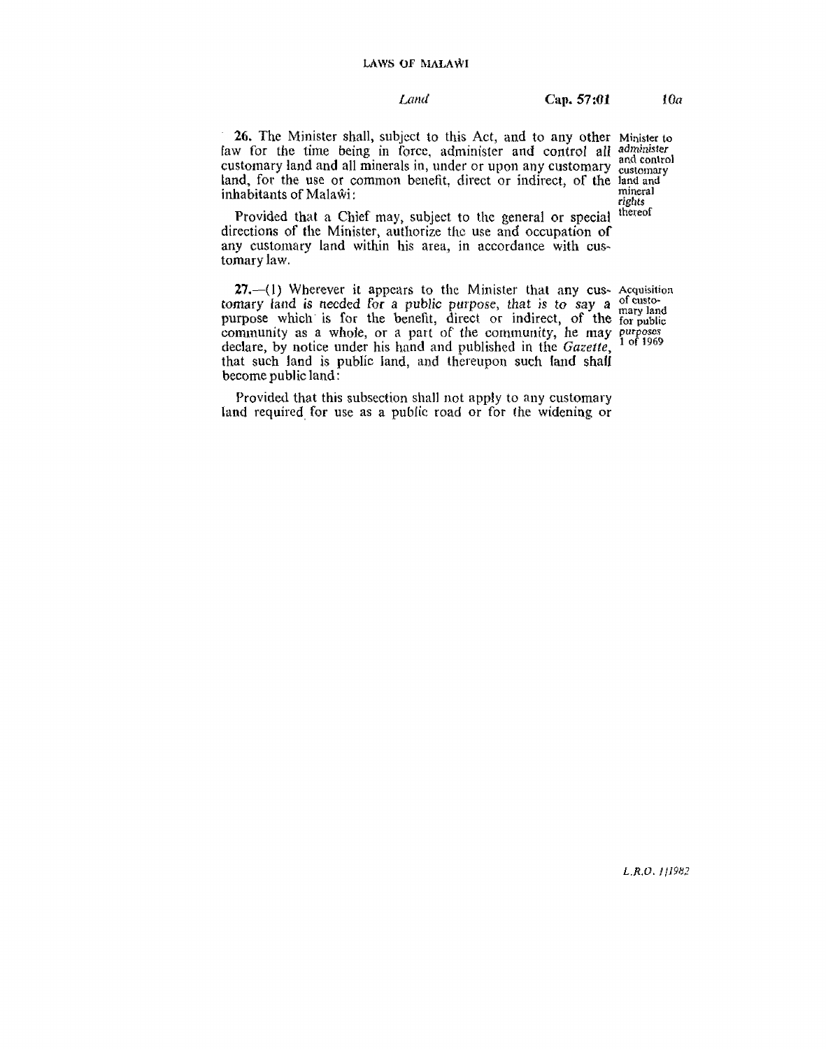**26.** The Minister shall, subject to this Act, and to any other law for the time being in force, administer and control all customary land and all minerals in, under or upon any customary land, for the use or common benefit, direct or indirect, of the inhabitants of Malaŵi:

*Minister to administer and control customary land and mineral rights thereof*

Provided that a Chief may, subject to the general or special directions of the Minister, authorize the use and occupation of any customary land within his area, in accordance with customary law.

**27.**—(1) Wherever it appears to the Minister that any customary land is needed for a public purpose, that is to say a purpose which is for the benefit, direct or indirect, of the community as a whole, or a part of the community, he may declare, by notice under his hand and published in the *Gazette*, that such land is public land, and thereupon such land shall become public land:

*Acquisition of customary land for public purposes*
*1 of 1969*

Provided that this subsection shall not apply to any customary land required for use as a public road or for the widening or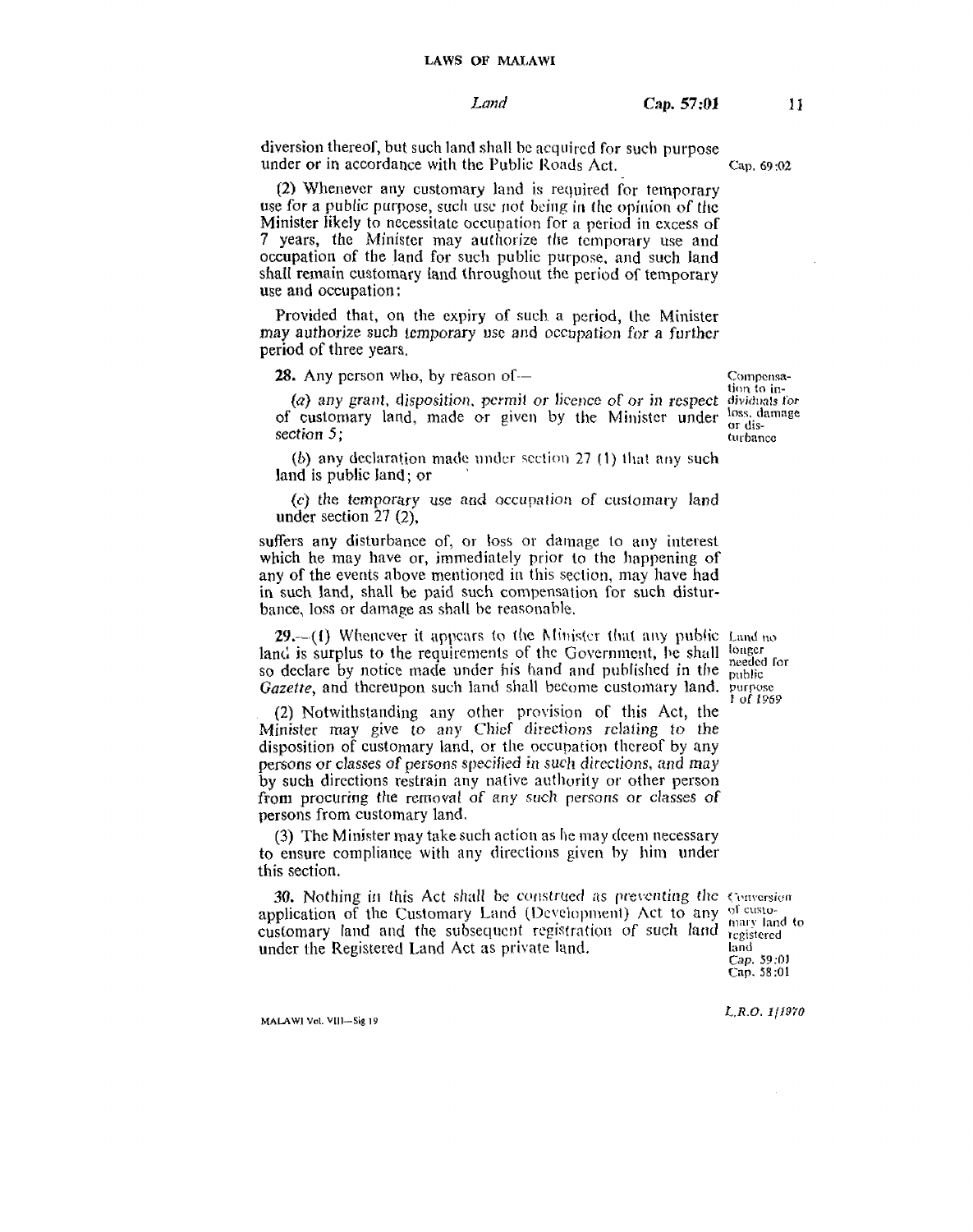diversion thereof, but such land shall be acquired for such purpose under or in accordance with the Public Roads Act. Cap. 69:02

(2) Whenever any customary land is required for temporary use for a public purpose, such use not being in the opinion of the Minister likely to necessitate occupation for a period in excess of 7 years, the Minister may authorize the temporary use and occupation of the land for such public purpose, and such land shall remain customary land throughout the period of temporary use and occupation:

Provided that, on the expiry of such a period, the Minister may authorize such temporary use and occupation for a further period of three years.

*Compensation to individuals for loss, damage or disturbance*

**28.** Any person who, by reason of—

(*a*) any grant, disposition, permit or licence of or in respect of customary land, made or given by the Minister under section 5;

(*b*) any declaration made under section 27 (1) that any such land is public land; or

(*c*) the temporary use and occupation of customary land under section 27 (2),

suffers any disturbance of, or loss or damage to any interest which he may have or, immediately prior to the happening of any of the events above mentioned in this section, may have had in such land, shall be paid such compensation for such disturbance, loss or damage as shall be reasonable.

*Land no longer needed for public purpose*
*1 of 1969*

**29.**—(1) Whenever it appears to the Minister that any public land is surplus to the requirements of the Government, he shall so declare by notice made under his hand and published in the *Gazette*, and thereupon such land shall become customary land.

(2) Notwithstanding any other provision of this Act, the Minister may give to any Chief directions relating to the disposition of customary land, or the occupation thereof by any persons or classes of persons specified in such directions, and may by such directions restrain any native authority or other person from procuring the removal of any such persons or classes of persons from customary land.

(3) The Minister may take such action as he may deem necessary to ensure compliance with any directions given by him under this section.

*Conversion of customary land to registered land*
*Cap. 59:01*
*Cap. 58:01*

**30.** Nothing in this Act shall be construed as preventing the application of the Customary Land (Development) Act to any customary land and the subsequent registration of such land under the Registered Land Act as private land.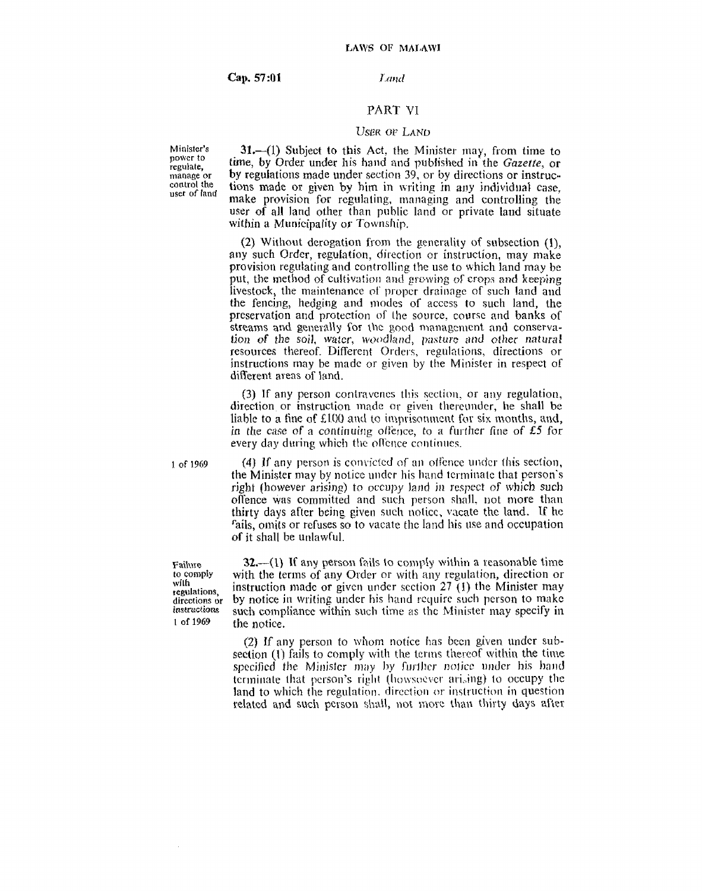## PART VI

### *User of Land*

Minister's power to regulate, manage or control the user of land

**31.**—(1) Subject to this Act, the Minister may, from time to time, by Order under his hand and published in the *Gazette*, or by regulations made under section 39, or by directions or instructions made or given by him in writing in any individual case, make provision for regulating, managing and controlling the user of all land other than public land or private land situate within a Municipality or Township.

(2) Without derogation from the generality of subsection (1), any such Order, regulation, direction or instruction, may make provision regulating and controlling the use to which land may be put, the method of cultivation and growing of crops and keeping livestock, the maintenance of proper drainage of such land and the fencing, hedging and modes of access to such land, the preservation and protection of the source, course and banks of streams and generally for the good management and conservation of the soil, water, woodland, pasture and other natural resources thereof. Different Orders, regulations, directions or instructions may be made or given by the Minister in respect of different areas of land.

(3) If any person contravenes this section, or any regulation, direction or instruction made or given thereunder, he shall be liable to a fine of £100 and to imprisonment for six months, and, in the case of a continuing offence, to a further fine of £5 for every day during which the offence continues.

1 of 1969

(4) If any person is convicted of an offence under this section, the Minister may by notice under his hand terminate that person's right (however arising) to occupy land in respect of which such offence was committed and such person shall, not more than thirty days after being given such notice, vacate the land. If he fails, omits or refuses so to vacate the land his use and occupation of it shall be unlawful.

Failure to comply with regulations, directions or instructions

1 of 1969

**32.**—(1) If any person fails to comply within a reasonable time with the terms of any Order or with any regulation, direction or instruction made or given under section 27 (1) the Minister may by notice in writing under his hand require such person to make such compliance within such time as the Minister may specify in the notice.

(2) If any person to whom notice has been given under subsection (1) fails to comply with the terms thereof within the time specified the Minister may by further notice under his hand terminate that person's right (howsoever arising) to occupy the land to which the regulation, direction or instruction in question related and such person shall, not more than thirty days after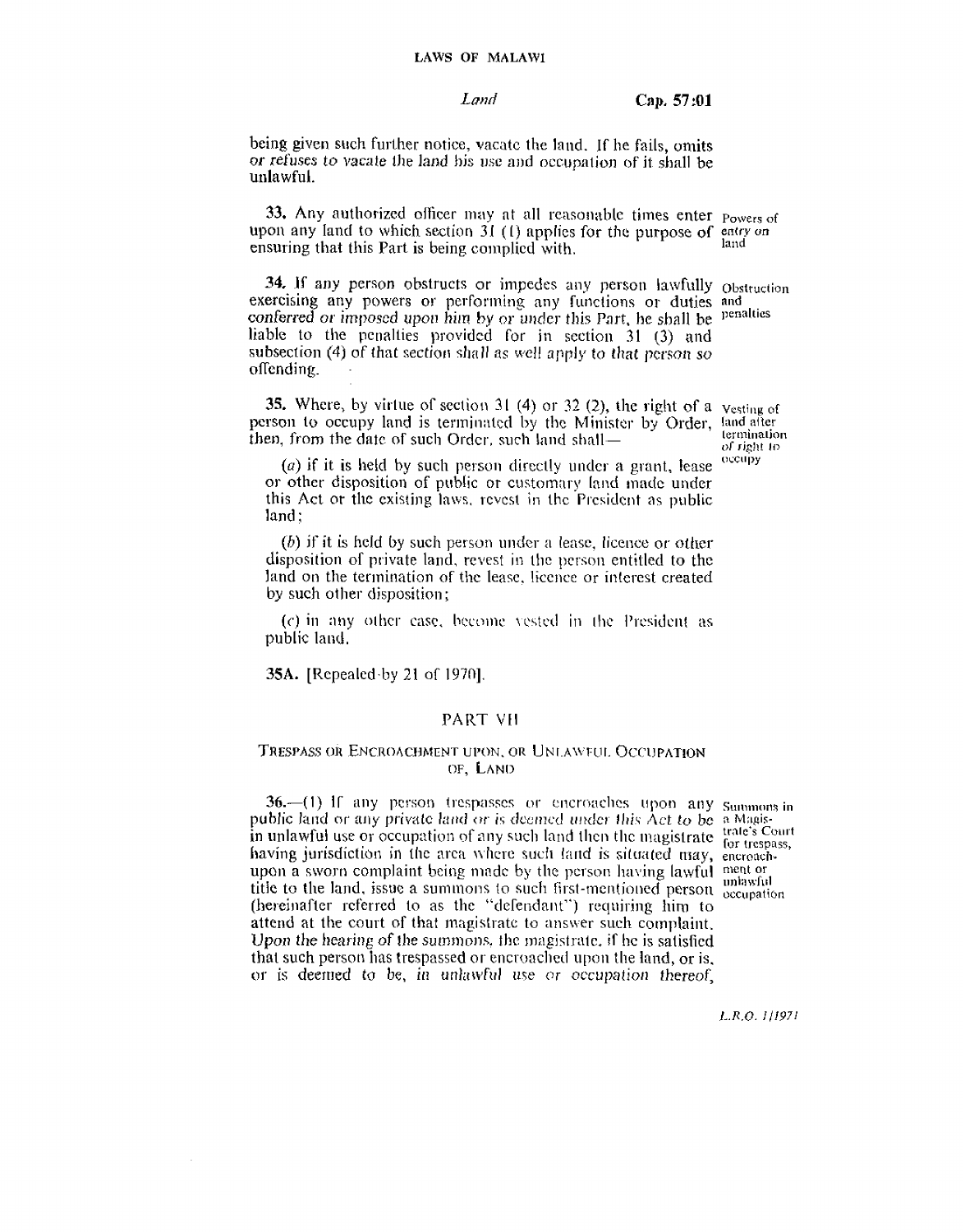being given such further notice, vacate the land. If he fails, omits or refuses to vacate the land his use and occupation of it shall be unlawful.

**33.** Any authorized officer may at all reasonable times enter upon any land to which section 31 (1) applies for the purpose of ensuring that this Part is being complied with.

*Powers of entry on land*

**34.** If any person obstructs or impedes any person lawfully exercising any powers or performing any functions or duties conferred or imposed upon him by or under this Part, he shall be liable to the penalties provided for in section 31 (3) and subsection (4) of that section shall as well apply to that person so offending.

*Obstruction and penalties*

**35.** Where, by virtue of section 31 (4) or 32 (2), the right of a person to occupy land is terminated by the Minister by Order, then, from the date of such Order, such land shall—

*Vesting of land after termination of right to occupy*

(*a*) if it is held by such person directly under a grant, lease or other disposition of public or customary land made under this Act or the existing laws, revest in the President as public land;

(*b*) if it is held by such person under a lease, licence or other disposition of private land, revest in the person entitled to the land on the termination of the lease, licence or interest created by such other disposition;

(*c*) in any other case, become vested in the President as public land.

**35A.** [Repealed by 21 of 1970].

## PART VII

### TRESPASS OR ENCROACHMENT UPON, OR UNLAWFUL OCCUPATION OF, LAND

**36.**—(1) If any person trespasses or encroaches upon any public land or any private land or is deemed under this Act to be in unlawful use or occupation of any such land then the magistrate having jurisdiction in the area where such land is situated may, upon a sworn complaint being made by the person having lawful title to the land, issue a summons to such first-mentioned person (hereinafter referred to as the "defendant") requiring him to attend at the court of that magistrate to answer such complaint. Upon the hearing of the summons, the magistrate, if he is satisfied that such person has trespassed or encroached upon the land, or is, or is deemed to be, in unlawful use or occupation thereof,

*Summons in a Magistrate's Court for trespass, encroachment or unlawful occupation*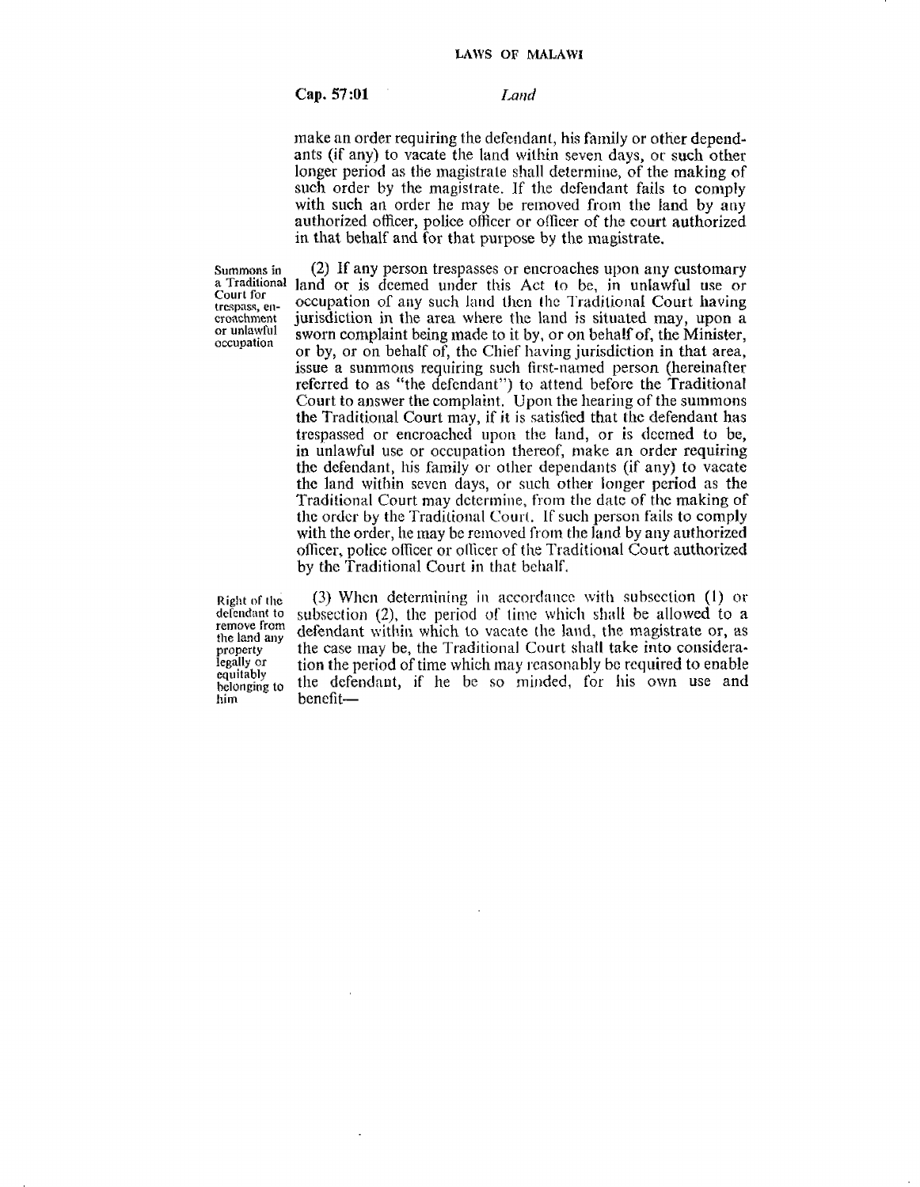make an order requiring the defendant, his family or other dependants (if any) to vacate the land within seven days, or such other longer period as the magistrate shall determine, of the making of such order by the magistrate. If the defendant fails to comply with such an order he may be removed from the land by any authorized officer, police officer or officer of the court authorized in that behalf and for that purpose by the magistrate.

*Summons in a Traditional Court for trespass, encroachment or unlawful occupation*

(2) If any person trespasses or encroaches upon any customary land or is deemed under this Act to be, in unlawful use or occupation of any such land then the Traditional Court having jurisdiction in the area where the land is situated may, upon a sworn complaint being made to it by, or on behalf of, the Minister, or by, or on behalf of, the Chief having jurisdiction in that area, issue a summons requiring such first-named person (hereinafter referred to as "the defendant") to attend before the Traditional Court to answer the complaint. Upon the hearing of the summons the Traditional Court may, if it is satisfied that the defendant has trespassed or encroached upon the land, or is deemed to be, in unlawful use or occupation thereof, make an order requiring the defendant, his family or other dependants (if any) to vacate the land within seven days, or such other longer period as the Traditional Court may determine, from the date of the making of the order by the Traditional Court. If such person fails to comply with the order, he may be removed from the land by any authorized officer, police officer or officer of the Traditional Court authorized by the Traditional Court in that behalf.

*Right of the defendant to remove from the land any property legally or equitably belonging to him*

(3) When determining in accordance with subsection (1) or subsection (2), the period of time which shall be allowed to a defendant within which to vacate the land, the magistrate or, as the case may be, the Traditional Court shall take into consideration the period of time which may reasonably be required to enable the defendant, if he be so minded, for his own use and benefit—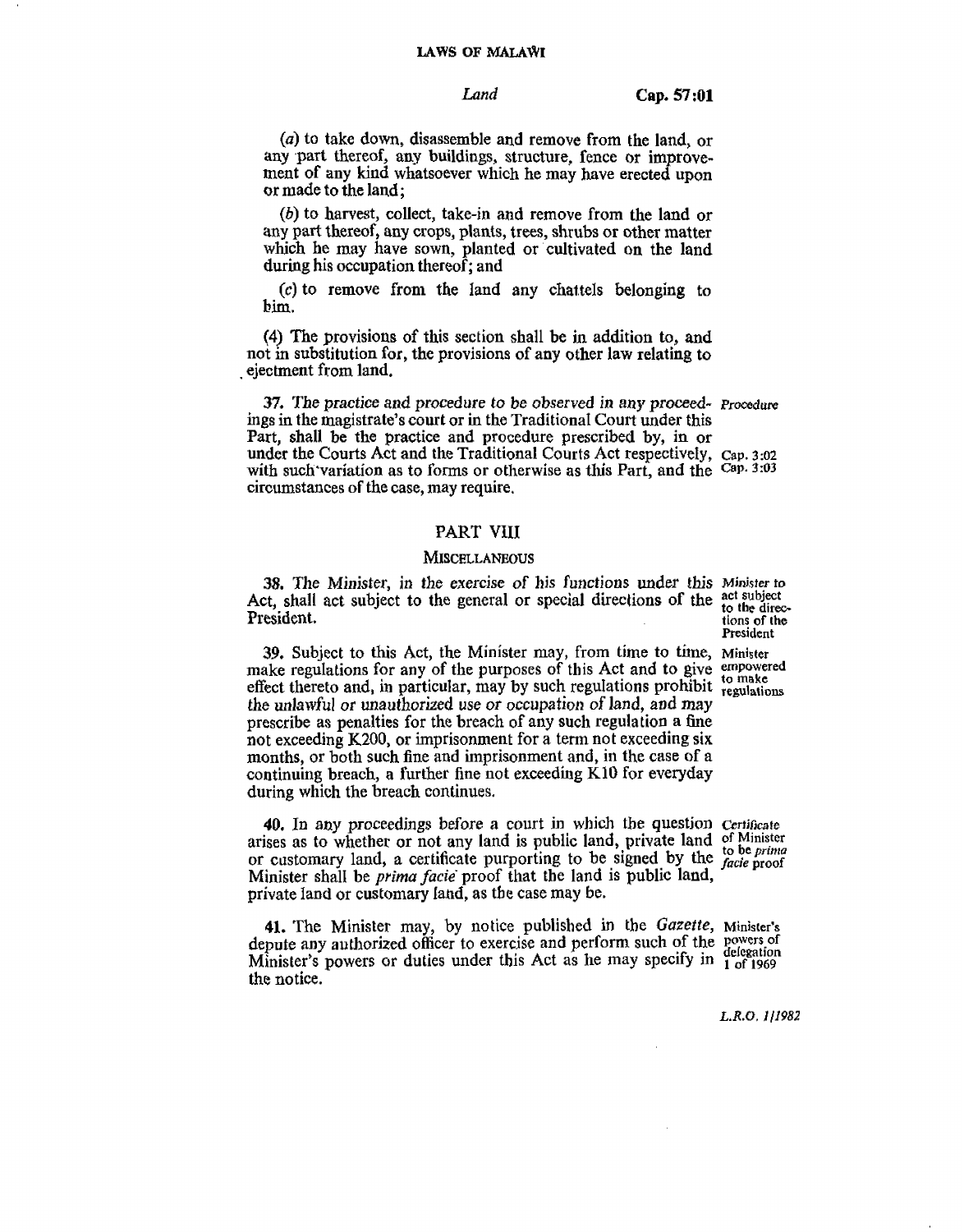(*a*) to take down, disassemble and remove from the land, or any part thereof, any buildings, structure, fence or improvement of any kind whatsoever which he may have erected upon or made to the land;

(*b*) to harvest, collect, take-in and remove from the land or any part thereof, any crops, plants, trees, shrubs or other matter which he may have sown, planted or cultivated on the land during his occupation thereof; and

(*c*) to remove from the land any chattels belonging to him.

(4) The provisions of this section shall be in addition to, and not in substitution for, the provisions of any other law relating to ejectment from land.

*Procedure*

**37.** The practice and procedure to be observed in any proceedings in the magistrate's court or in the Traditional Court under this Part, shall be the practice and procedure prescribed by, in or under the Courts Act and the Traditional Courts Act respectively, with such variation as to forms or otherwise as this Part, and the circumstances of the case, may require.

Cap. 3:02
Cap. 3:03

## PART VIII

### MISCELLANEOUS

*Minister to act subject to the directions of the President*

**38.** The Minister, in the exercise of his functions under this Act, shall act subject to the general or special directions of the President.

*Minister empowered to make regulations*

**39.** Subject to this Act, the Minister may, from time to time, make regulations for any of the purposes of this Act and to give effect thereto and, in particular, may by such regulations prohibit the unlawful or unauthorized use or occupation of land, and may prescribe as penalties for the breach of any such regulation a fine not exceeding K200, or imprisonment for a term not exceeding six months, or both such fine and imprisonment and, in the case of a continuing breach, a further fine not exceeding K10 for everyday during which the breach continues.

*Certificate of Minister to be prima facie proof*

**40.** In any proceedings before a court in which the question arises as to whether or not any land is public land, private land or customary land, a certificate purporting to be signed by the Minister shall be *prima facie* proof that the land is public land, private land or customary land, as the case may be.

*Minister's powers of delegation*
1 of 1969

**41.** The Minister may, by notice published in the *Gazette*, depute any authorized officer to exercise and perform such of the Minister's powers or duties under this Act as he may specify in the notice.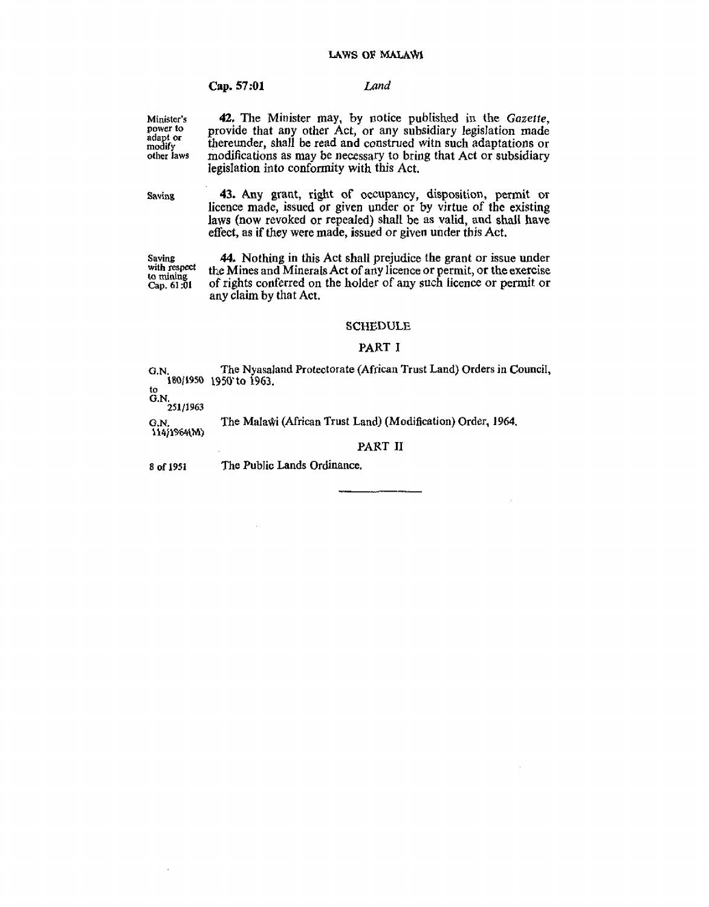Minister's power to adapt or modify other laws

**42.** The Minister may, by notice published in the *Gazette*, provide that any other Act, or any subsidiary legislation made thereunder, shall be read and construed witn such adaptations or modifications as may be necessary to bring that Act or subsidiary legislation into conformity with this Act.

Saving

**43.** Any grant, right of occupancy, disposition, permit or licence made, issued or given under or by virtue of the existing laws (now revoked or repealed) shall be as valid, and shall have effect, as if they were made, issued or given under this Act.

Saving with respect to mining Cap. 61:01

**44.** Nothing in this Act shall prejudice the grant or issue under the Mines and Minerals Act of any licence or permit, or the exercise of rights conferred on the holder of any such licence or permit or any claim by that Act.

## SCHEDULE

### PART I

| | |
|---|---|
| G.N. 180/1950 to G.N. 251/1963 | The Nyasaland Protectorate (African Trust Land) Orders in Council, 1950 to 1963. |
| G.N. 114/1964(M) | The Malaŵi (African Trust Land) (Modification) Order, 1964. |

### PART II

| | |
|---|---|
| 8 of 1951 | The Public Lands Ordinance. |